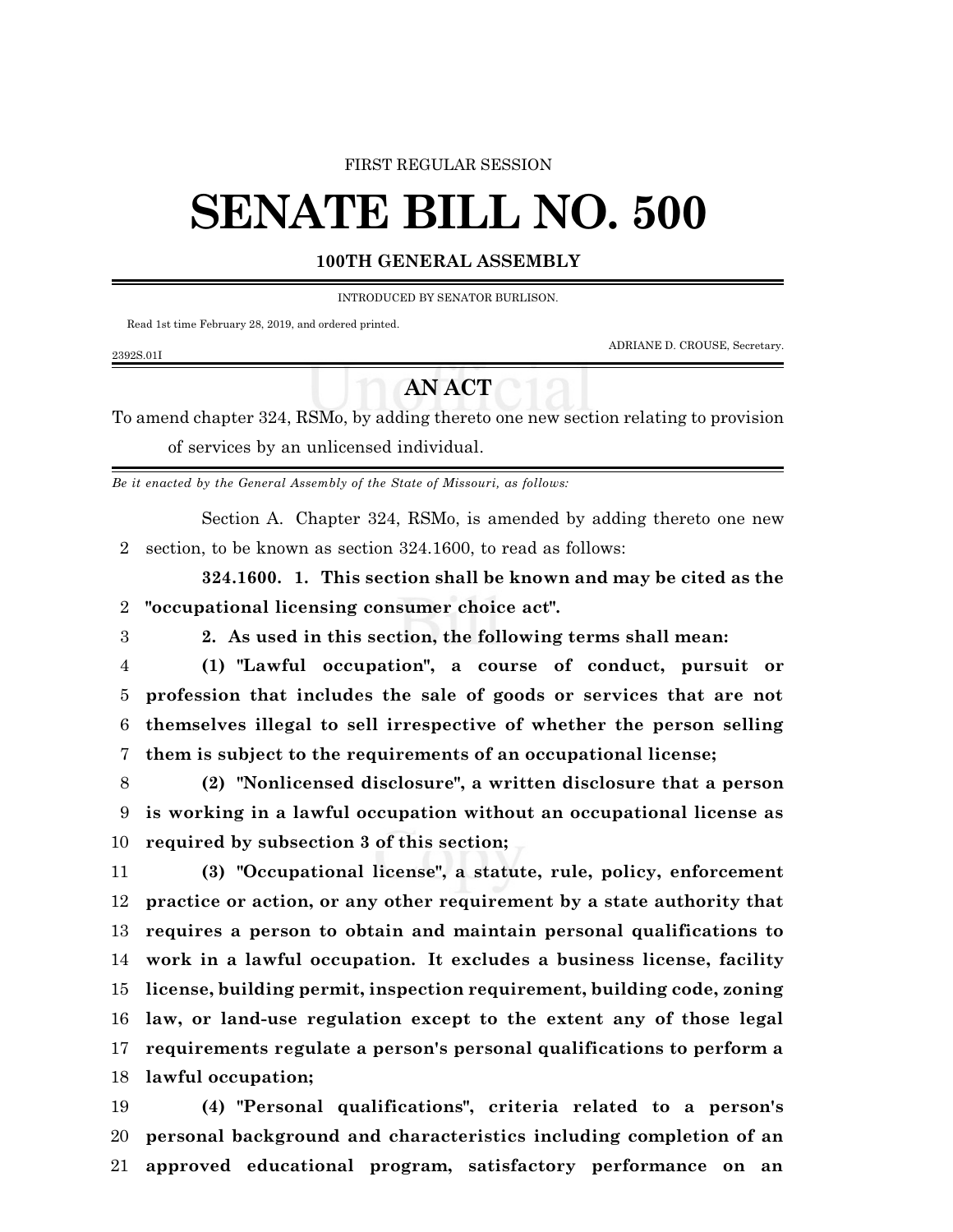FIRST REGULAR SESSION

# SENATE BILL NO. 500

### 100TH GENERAL ASSEMBLY

INTRODUCED BY SENATOR BURLISON.

Read 1st time February 28, 2019, and ordered printed.

ADRIANE D. CROUSE, Secretary.

2392S.01I

## AN ACT

To amend chapter 324, RSMo, by adding thereto one new section relating to provision of services by an unlicensed individual.

*Be it enacted by the General Assembly of the State of Missouri, as follows:*

Section A. Chapter 324, RSMo, is amended by adding thereto one new section, to be known as section 324.1600, to read as follows:

**324.1600. 1. This section shall be known and may be cited as the "occupational licensing consumer choice act".**

**2. As used in this section, the following terms shall mean:**

**(1) "Lawful occupation", a course of conduct, pursuit or profession that includes the sale of goods or services that are not themselves illegal to sell irrespective of whether the person selling them is subject to the requirements of an occupational license;**

**(2) "Nonlicensed disclosure", a written disclosure that a person is working in a lawful occupation without an occupational license as required by subsection 3 of this section;**

**(3) "Occupational license", a statute, rule, policy, enforcement practice or action, or any other requirement by a state authority that requires a person to obtain and maintain personal qualifications to work in a lawful occupation. It excludes a business license, facility license, building permit, inspection requirement, building code, zoning law, or land-use regulation except to the extent any of those legal requirements regulate a person's personal qualifications to perform a lawful occupation;**

**(4) "Personal qualifications", criteria related to a person's personal background and characteristics including completion of an approved educational program, satisfactory performance on an**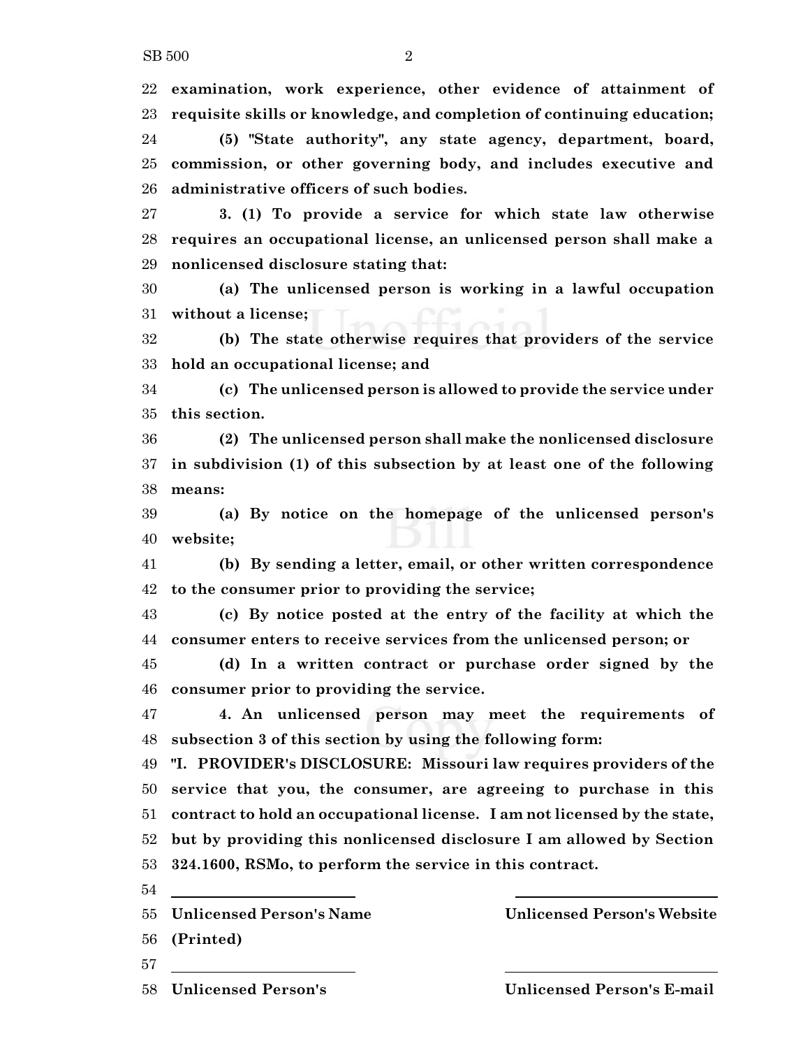**examination, work experience, other evidence of attainment of requisite skills or knowledge, and completion of continuing education;**

**(5) "State authority", any state agency, department, board, commission, or other governing body, and includes executive and administrative officers of such bodies.**

**3. (1) To provide a service for which state law otherwise requires an occupational license, an unlicensed person shall make a nonlicensed disclosure stating that:**

**(a) The unlicensed person is working in a lawful occupation without a license;**

**(b) The state otherwise requires that providers of the service hold an occupational license; and**

**(c) The unlicensed person is allowed to provide the service under this section.**

**(2) The unlicensed person shall make the nonlicensed disclosure in subdivision (1) of this subsection by at least one of the following means:**

**(a) By notice on the homepage of the unlicensed person's website;**

**(b) By sending a letter, email, or other written correspondence to the consumer prior to providing the service;**

**(c) By notice posted at the entry of the facility at which the consumer enters to receive services from the unlicensed person; or**

**(d) In a written contract or purchase order signed by the consumer prior to providing the service.**

**4. An unlicensed person may meet the requirements of subsection 3 of this section by using the following form:**

**"I. PROVIDER's DISCLOSURE: Missouri law requires providers of the service that you, the consumer, are agreeing to purchase in this contract to hold an occupational license. I am not licensed by the state, but by providing this nonlicensed disclosure I am allowed by Section 324.1600, RSMo, to perform the service in this contract.**

| ______________________________ | ______________________________ |
|---|---|
| **Unlicensed Person's Name (Printed)** | **Unlicensed Person's Website** |
| ______________________________ | ______________________________ |
| **Unlicensed Person's** | **Unlicensed Person's E-mail** |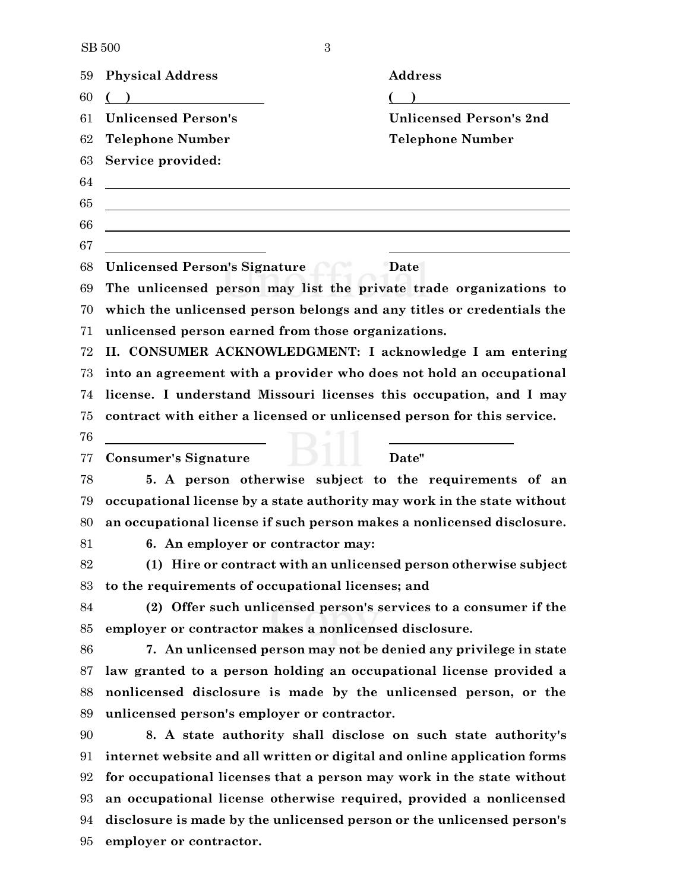Physical Address | Address

( ) ______________________ ( ) ______________________

Unlicensed Person's Telephone Number | Unlicensed Person's 2nd Telephone Number

Service provided:

______________________________________________________________

______________________________________________________________

______________________________________________________________

______________________ ______________________

Unlicensed Person's Signature | Date

**The unlicensed person may list the private trade organizations to which the unlicensed person belongs and any titles or credentials the unlicensed person earned from those organizations.**

**II. CONSUMER ACKNOWLEDGMENT: I acknowledge I am entering into an agreement with a provider who does not hold an occupational license. I understand Missouri licenses this occupation, and I may contract with either a licensed or unlicensed person for this service.**

______________________ ______________________

**Consumer's Signature** | **Date"**

**5. A person otherwise subject to the requirements of an occupational license by a state authority may work in the state without an occupational license if such person makes a nonlicensed disclosure.**

**6. An employer or contractor may:**

**(1) Hire or contract with an unlicensed person otherwise subject to the requirements of occupational licenses; and**

**(2) Offer such unlicensed person's services to a consumer if the employer or contractor makes a nonlicensed disclosure.**

**7. An unlicensed person may not be denied any privilege in state law granted to a person holding an occupational license provided a nonlicensed disclosure is made by the unlicensed person, or the unlicensed person's employer or contractor.**

**8. A state authority shall disclose on such state authority's internet website and all written or digital and online application forms for occupational licenses that a person may work in the state without an occupational license otherwise required, provided a nonlicensed disclosure is made by the unlicensed person or the unlicensed person's employer or contractor.**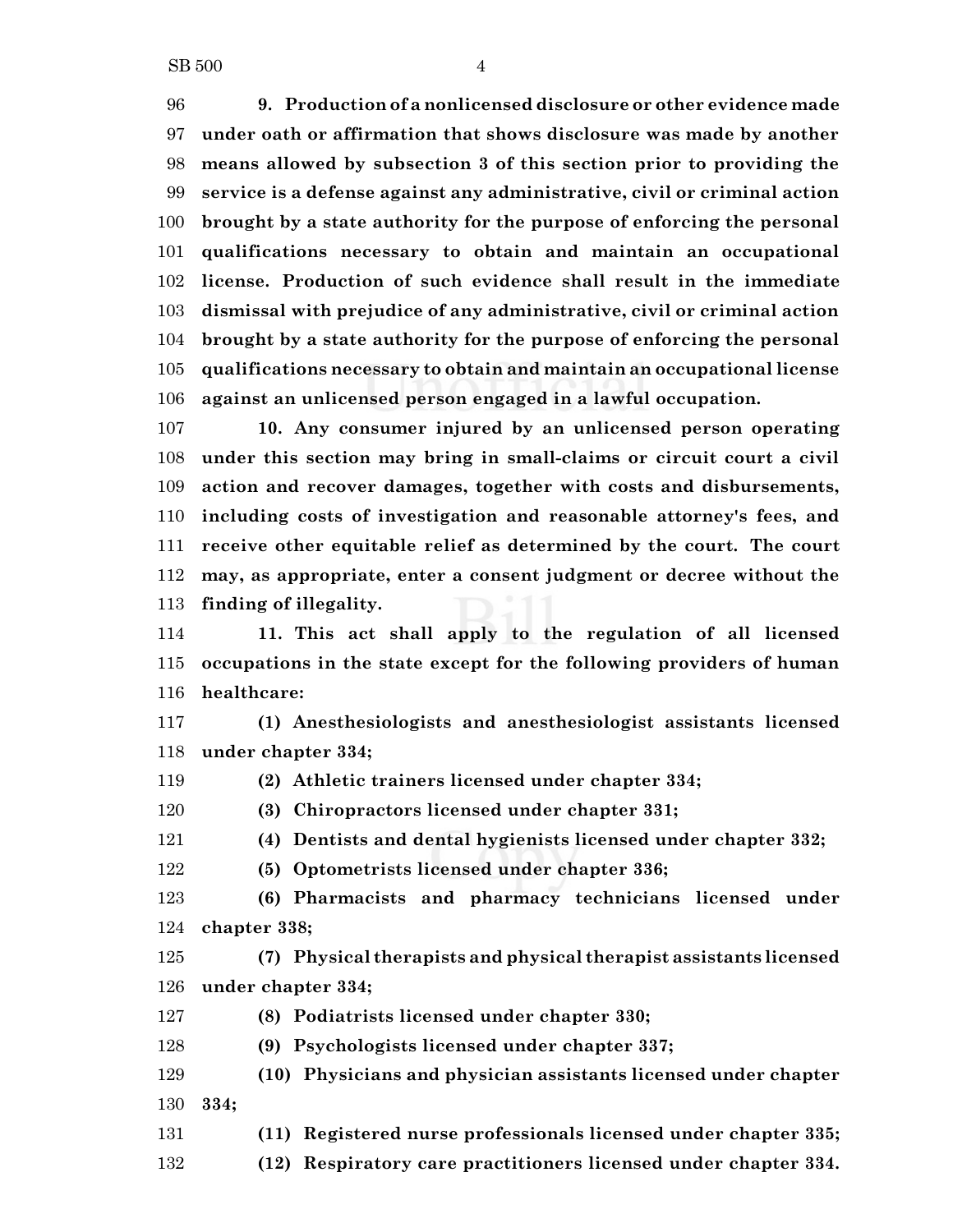**9. Production of a nonlicensed disclosure or other evidence made under oath or affirmation that shows disclosure was made by another means allowed by subsection 3 of this section prior to providing the service is a defense against any administrative, civil or criminal action brought by a state authority for the purpose of enforcing the personal qualifications necessary to obtain and maintain an occupational license. Production of such evidence shall result in the immediate dismissal with prejudice of any administrative, civil or criminal action brought by a state authority for the purpose of enforcing the personal qualifications necessary to obtain and maintain an occupational license against an unlicensed person engaged in a lawful occupation.**

**10. Any consumer injured by an unlicensed person operating under this section may bring in small-claims or circuit court a civil action and recover damages, together with costs and disbursements, including costs of investigation and reasonable attorney's fees, and receive other equitable relief as determined by the court. The court may, as appropriate, enter a consent judgment or decree without the finding of illegality.**

**11. This act shall apply to the regulation of all licensed occupations in the state except for the following providers of human healthcare:**

**(1) Anesthesiologists and anesthesiologist assistants licensed under chapter 334;**

**(2) Athletic trainers licensed under chapter 334;**

**(3) Chiropractors licensed under chapter 331;**

**(4) Dentists and dental hygienists licensed under chapter 332;**

**(5) Optometrists licensed under chapter 336;**

**(6) Pharmacists and pharmacy technicians licensed under chapter 338;**

**(7) Physical therapists and physical therapist assistants licensed under chapter 334;**

**(8) Podiatrists licensed under chapter 330;**

**(9) Psychologists licensed under chapter 337;**

**(10) Physicians and physician assistants licensed under chapter 334;**

**(11) Registered nurse professionals licensed under chapter 335;**

**(12) Respiratory care practitioners licensed under chapter 334.**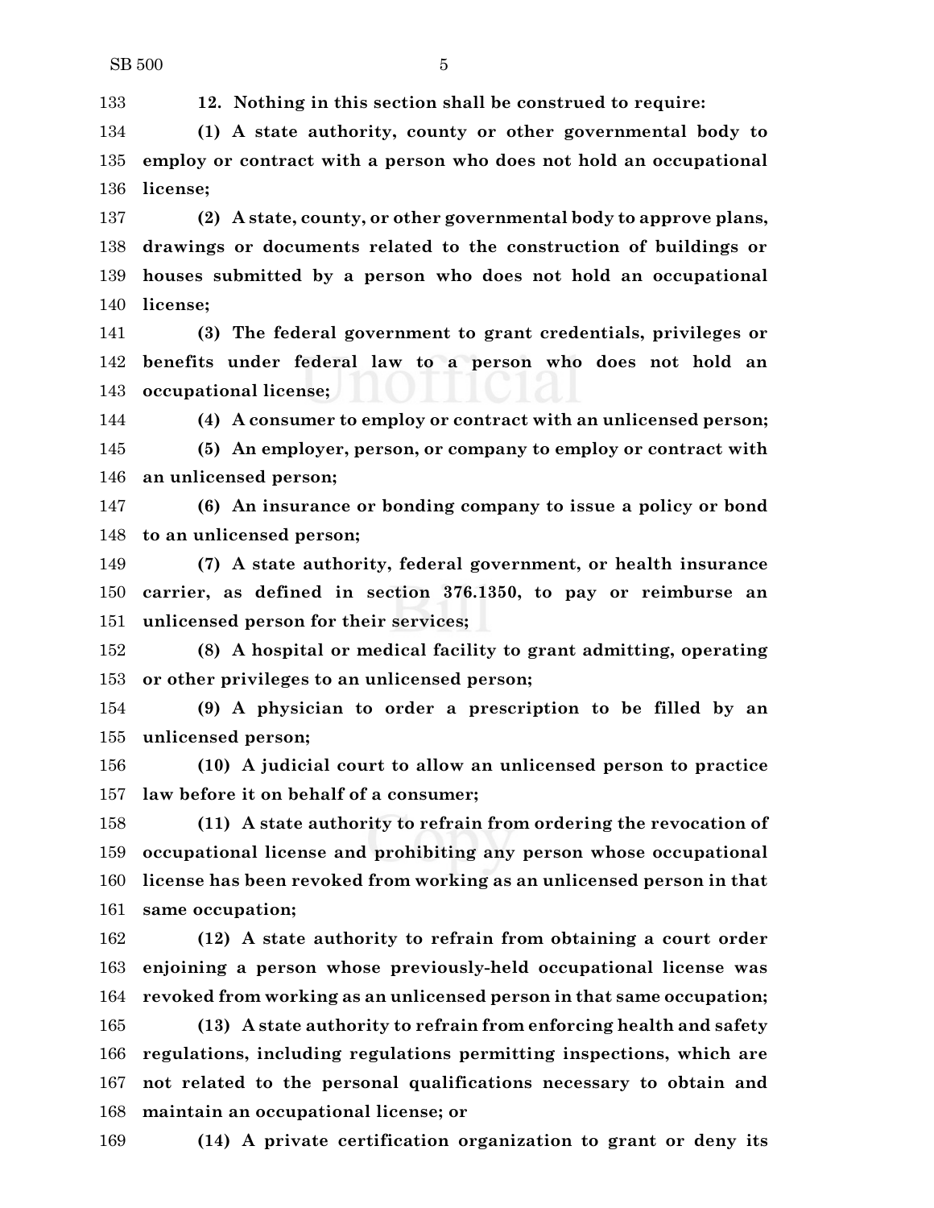**12. Nothing in this section shall be construed to require:**

**(1) A state authority, county or other governmental body to employ or contract with a person who does not hold an occupational license;**

**(2) A state, county, or other governmental body to approve plans, drawings or documents related to the construction of buildings or houses submitted by a person who does not hold an occupational license;**

**(3) The federal government to grant credentials, privileges or benefits under federal law to a person who does not hold an occupational license;**

**(4) A consumer to employ or contract with an unlicensed person;**

**(5) An employer, person, or company to employ or contract with an unlicensed person;**

**(6) An insurance or bonding company to issue a policy or bond to an unlicensed person;**

**(7) A state authority, federal government, or health insurance carrier, as defined in section 376.1350, to pay or reimburse an unlicensed person for their services;**

**(8) A hospital or medical facility to grant admitting, operating or other privileges to an unlicensed person;**

**(9) A physician to order a prescription to be filled by an unlicensed person;**

**(10) A judicial court to allow an unlicensed person to practice law before it on behalf of a consumer;**

**(11) A state authority to refrain from ordering the revocation of occupational license and prohibiting any person whose occupational license has been revoked from working as an unlicensed person in that same occupation;**

**(12) A state authority to refrain from obtaining a court order enjoining a person whose previously-held occupational license was revoked from working as an unlicensed person in that same occupation;**

**(13) A state authority to refrain from enforcing health and safety regulations, including regulations permitting inspections, which are not related to the personal qualifications necessary to obtain and maintain an occupational license; or**

**(14) A private certification organization to grant or deny its**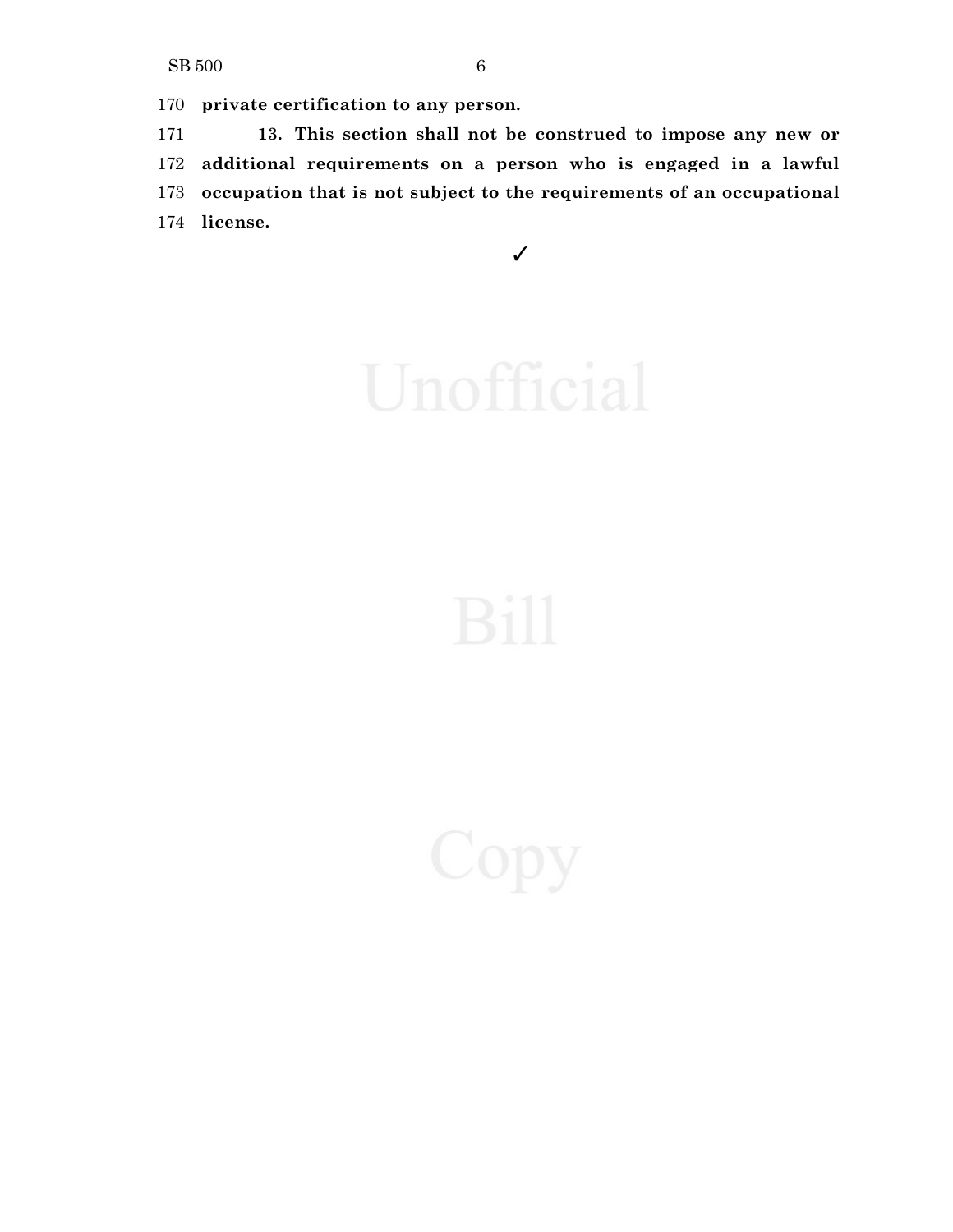**private certification to any person.**

**13. This section shall not be construed to impose any new or additional requirements on a person who is engaged in a lawful occupation that is not subject to the requirements of an occupational license.**

✓